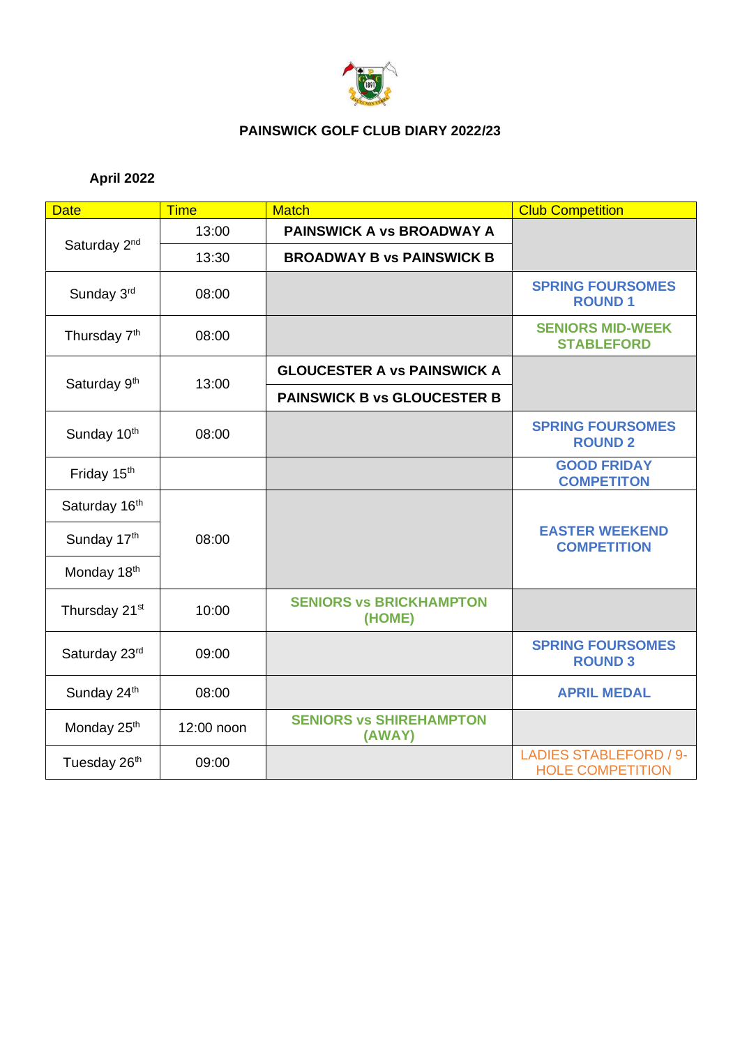# PAINSWICK GOLF CLUB DIARY 2022/23

## April 2022

| Date | Time | Match | Club Competition |
|---|---|---|---|
| Saturday 2nd | 13:00 | **PAINSWICK A vs BROADWAY A** | |
| | 13:30 | **BROADWAY B vs PAINSWICK B** | |
| Sunday 3rd | 08:00 | | **SPRING FOURSOMES ROUND 1** |
| Thursday 7th | 08:00 | | **SENIORS MID-WEEK STABLEFORD** |
| Saturday 9th | 13:00 | **GLOUCESTER A vs PAINSWICK A** | |
| | | **PAINSWICK B vs GLOUCESTER B** | |
| Sunday 10th | 08:00 | | **SPRING FOURSOMES ROUND 2** |
| Friday 15th | | | **GOOD FRIDAY COMPETITON** |
| Saturday 16th | 08:00 | | **EASTER WEEKEND COMPETITION** |
| Sunday 17th | | | |
| Monday 18th | | | |
| Thursday 21st | 10:00 | **SENIORS vs BRICKHAMPTON (HOME)** | |
| Saturday 23rd | 09:00 | | **SPRING FOURSOMES ROUND 3** |
| Sunday 24th | 08:00 | | **APRIL MEDAL** |
| Monday 25th | 12:00 noon | **SENIORS vs SHIREHAMPTON (AWAY)** | |
| Tuesday 26th | 09:00 | | LADIES STABLEFORD / 9-HOLE COMPETITION |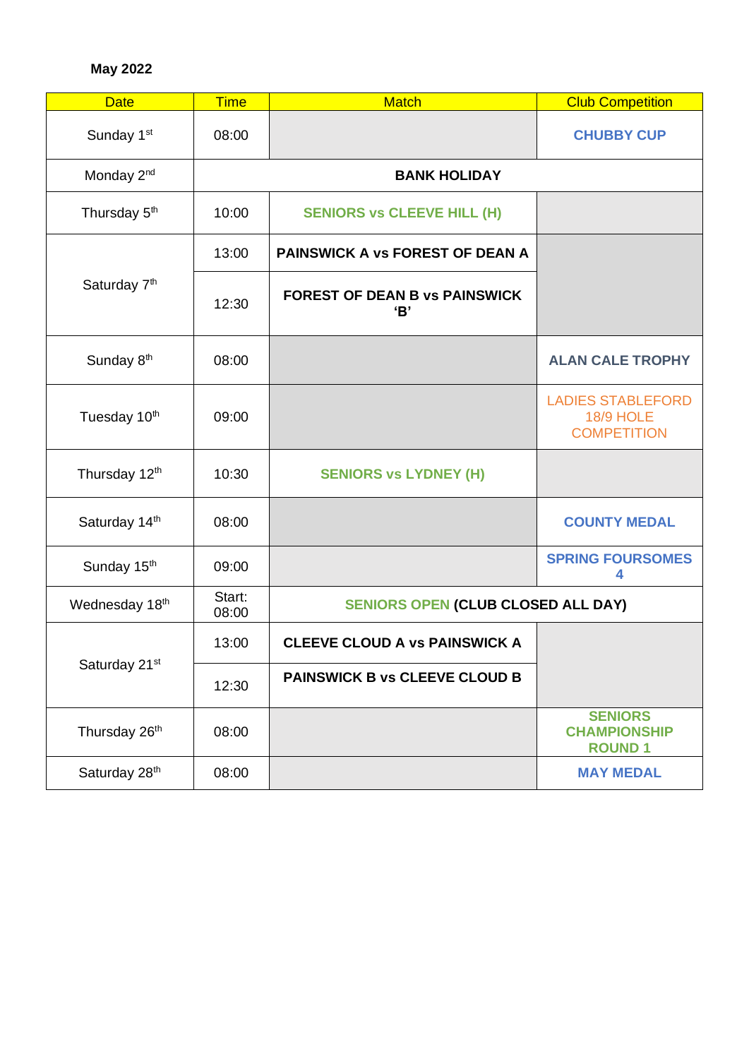**May 2022**

| Date | Time | Match | Club Competition |
|---|---|---|---|
| Sunday 1st | 08:00 | | CHUBBY CUP |
| Monday 2nd | BANK HOLIDAY | | |
| Thursday 5th | 10:00 | SENIORS vs CLEEVE HILL (H) | |
| Saturday 7th | 13:00 | PAINSWICK A vs FOREST OF DEAN A | |
| | 12:30 | FOREST OF DEAN B vs PAINSWICK 'B' | |
| Sunday 8th | 08:00 | | ALAN CALE TROPHY |
| Tuesday 10th | 09:00 | | LADIES STABLEFORD 18/9 HOLE COMPETITION |
| Thursday 12th | 10:30 | SENIORS vs LYDNEY (H) | |
| Saturday 14th | 08:00 | | COUNTY MEDAL |
| Sunday 15th | 09:00 | | SPRING FOURSOMES 4 |
| Wednesday 18th | Start: 08:00 | SENIORS OPEN **(CLUB CLOSED ALL DAY)** | |
| Saturday 21st | 13:00 | CLEEVE CLOUD A vs PAINSWICK A | |
| | 12:30 | PAINSWICK B vs CLEEVE CLOUD B | |
| Thursday 26th | 08:00 | | SENIORS CHAMPIONSHIP ROUND 1 |
| Saturday 28th | 08:00 | | MAY MEDAL |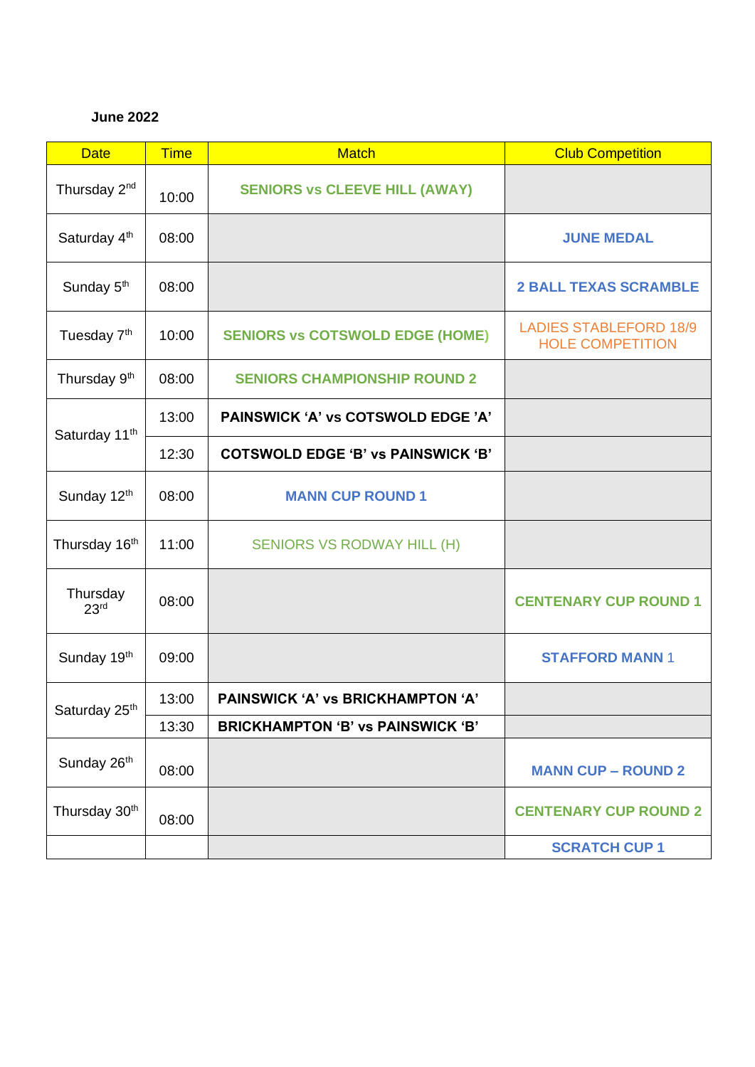**June 2022**

| Date | Time | Match | Club Competition |
|---|---|---|---|
| Thursday 2nd | 10:00 | **SENIORS vs CLEEVE HILL (AWAY)** | |
| Saturday 4th | 08:00 | | **JUNE MEDAL** |
| Sunday 5th | 08:00 | | **2 BALL TEXAS SCRAMBLE** |
| Tuesday 7th | 10:00 | **SENIORS vs COTSWOLD EDGE (HOME)** | LADIES STABLEFORD 18/9 HOLE COMPETITION |
| Thursday 9th | 08:00 | **SENIORS CHAMPIONSHIP ROUND 2** | |
| Saturday 11th | 13:00 | **PAINSWICK 'A' vs COTSWOLD EDGE 'A'** | |
| | 12:30 | **COTSWOLD EDGE 'B' vs PAINSWICK 'B'** | |
| Sunday 12th | 08:00 | **MANN CUP ROUND 1** | |
| Thursday 16th | 11:00 | SENIORS VS RODWAY HILL (H) | |
| Thursday 23rd | 08:00 | | **CENTENARY CUP ROUND 1** |
| Sunday 19th | 09:00 | | **STAFFORD MANN** 1 |
| Saturday 25th | 13:00 | **PAINSWICK 'A' vs BRICKHAMPTON 'A'** | |
| | 13:30 | **BRICKHAMPTON 'B' vs PAINSWICK 'B'** | |
| Sunday 26th | 08:00 | | **MANN CUP – ROUND 2** |
| Thursday 30th | 08:00 | | **CENTENARY CUP ROUND 2** |
| | | | **SCRATCH CUP 1** |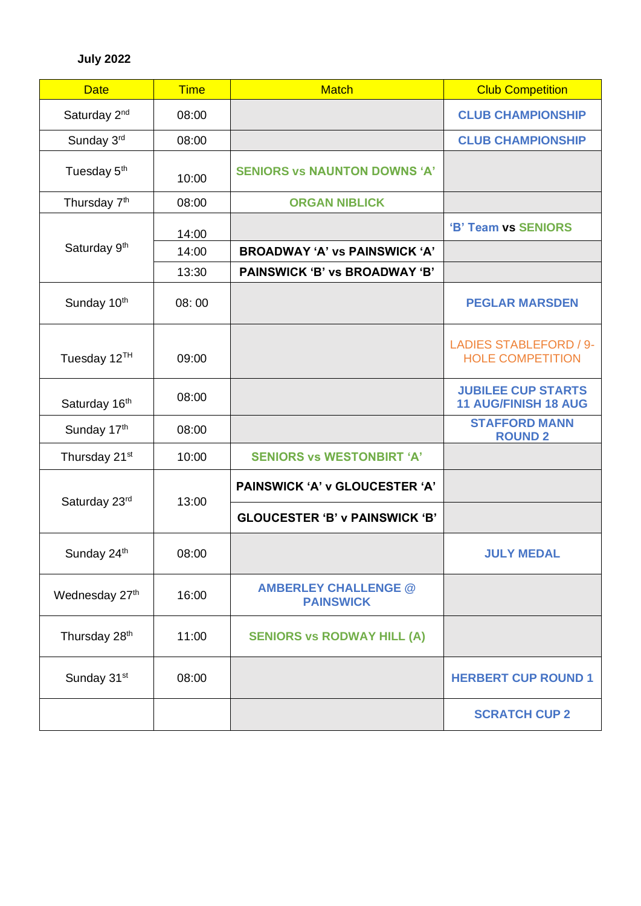**July 2022**

| Date | Time | Match | Club Competition |
|---|---|---|---|
| Saturday 2nd | 08:00 | | **CLUB CHAMPIONSHIP** |
| Sunday 3rd | 08:00 | | **CLUB CHAMPIONSHIP** |
| Tuesday 5th | 10:00 | **SENIORS vs NAUNTON DOWNS 'A'** | |
| Thursday 7th | 08:00 | **ORGAN NIBLICK** | |
| Saturday 9th | 14:00 | | **'B' Team vs SENIORS** |
| | 14:00 | **BROADWAY 'A' vs PAINSWICK 'A'** | |
| | 13:30 | **PAINSWICK 'B' vs BROADWAY 'B'** | |
| Sunday 10th | 08: 00 | | **PEGLAR MARSDEN** |
| Tuesday 12TH | 09:00 | | LADIES STABLEFORD / 9-HOLE COMPETITION |
| Saturday 16th | 08:00 | | **JUBILEE CUP STARTS 11 AUG/FINISH 18 AUG** |
| Sunday 17th | 08:00 | | **STAFFORD MANN ROUND 2** |
| Thursday 21st | 10:00 | **SENIORS vs WESTONBIRT 'A'** | |
| Saturday 23rd | 13:00 | **PAINSWICK 'A' v GLOUCESTER 'A'** | |
| | | **GLOUCESTER 'B' v PAINSWICK 'B'** | |
| Sunday 24th | 08:00 | | **JULY MEDAL** |
| Wednesday 27th | 16:00 | **AMBERLEY CHALLENGE @ PAINSWICK** | |
| Thursday 28th | 11:00 | **SENIORS vs RODWAY HILL (A)** | |
| Sunday 31st | 08:00 | | **HERBERT CUP ROUND 1** |
| | | | **SCRATCH CUP 2** |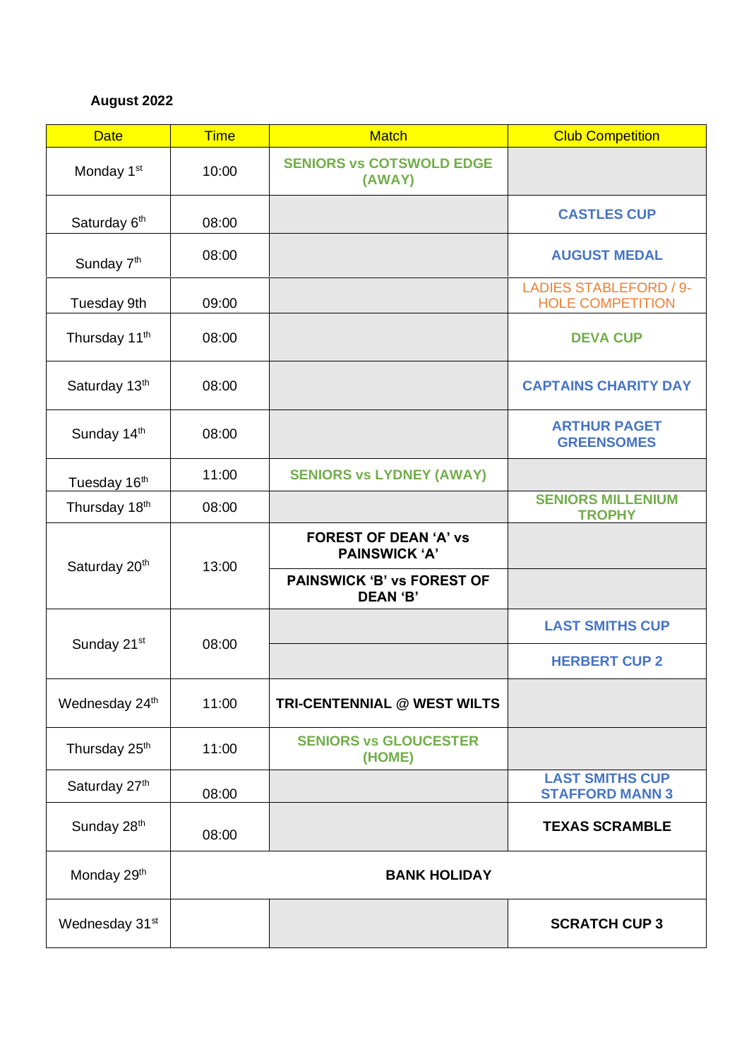**August 2022**

| Date | Time | Match | Club Competition |
| --- | --- | --- | --- |
| Monday 1st | 10:00 | SENIORS vs COTSWOLD EDGE (AWAY) | |
| Saturday 6th | 08:00 | | CASTLES CUP |
| Sunday 7th | 08:00 | | AUGUST MEDAL |
| Tuesday 9th | 09:00 | | LADIES STABLEFORD / 9-HOLE COMPETITION |
| Thursday 11th | 08:00 | | DEVA CUP |
| Saturday 13th | 08:00 | | CAPTAINS CHARITY DAY |
| Sunday 14th | 08:00 | | ARTHUR PAGET GREENSOMES |
| Tuesday 16th | 11:00 | SENIORS vs LYDNEY (AWAY) | |
| Thursday 18th | 08:00 | | SENIORS MILLENIUM TROPHY |
| Saturday 20th | 13:00 | FOREST OF DEAN 'A' vs PAINSWICK 'A' | |
| | | PAINSWICK 'B' vs FOREST OF DEAN 'B' | |
| Sunday 21st | 08:00 | | LAST SMITHS CUP |
| | | | HERBERT CUP 2 |
| Wednesday 24th | 11:00 | TRI-CENTENNIAL @ WEST WILTS | |
| Thursday 25th | 11:00 | SENIORS vs GLOUCESTER (HOME) | |
| Saturday 27th | 08:00 | | LAST SMITHS CUP STAFFORD MANN 3 |
| Sunday 28th | 08:00 | | TEXAS SCRAMBLE |
| Monday 29th | BANK HOLIDAY | | |
| Wednesday 31st | | | SCRATCH CUP 3 |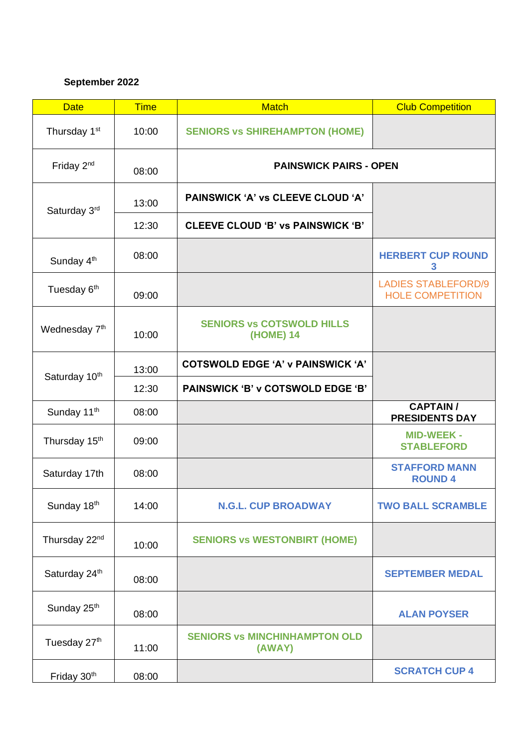**September 2022**

| Date | Time | Match | Club Competition |
|---|---|---|---|
| Thursday 1st | 10:00 | SENIORS vs SHIREHAMPTON (HOME) | |
| Friday 2nd | 08:00 | PAINSWICK PAIRS - OPEN | |
| Saturday 3rd | 13:00 | PAINSWICK 'A' vs CLEEVE CLOUD 'A' | |
| | 12:30 | CLEEVE CLOUD 'B' vs PAINSWICK 'B' | |
| Sunday 4th | 08:00 | | HERBERT CUP ROUND 3 |
| Tuesday 6th | 09:00 | | LADIES STABLEFORD/9 HOLE COMPETITION |
| Wednesday 7th | 10:00 | SENIORS vs COTSWOLD HILLS (HOME) 14 | |
| Saturday 10th | 13:00 | COTSWOLD EDGE 'A' v PAINSWICK 'A' | |
| | 12:30 | PAINSWICK 'B' v COTSWOLD EDGE 'B' | |
| Sunday 11th | 08:00 | | CAPTAIN / PRESIDENTS DAY |
| Thursday 15th | 09:00 | | MID-WEEK - STABLEFORD |
| Saturday 17th | 08:00 | | STAFFORD MANN ROUND 4 |
| Sunday 18th | 14:00 | N.G.L. CUP BROADWAY | TWO BALL SCRAMBLE |
| Thursday 22nd | 10:00 | SENIORS vs WESTONBIRT (HOME) | |
| Saturday 24th | 08:00 | | SEPTEMBER MEDAL |
| Sunday 25th | 08:00 | | ALAN POYSER |
| Tuesday 27th | 11:00 | SENIORS vs MINCHINHAMPTON OLD (AWAY) | |
| Friday 30th | 08:00 | | SCRATCH CUP 4 |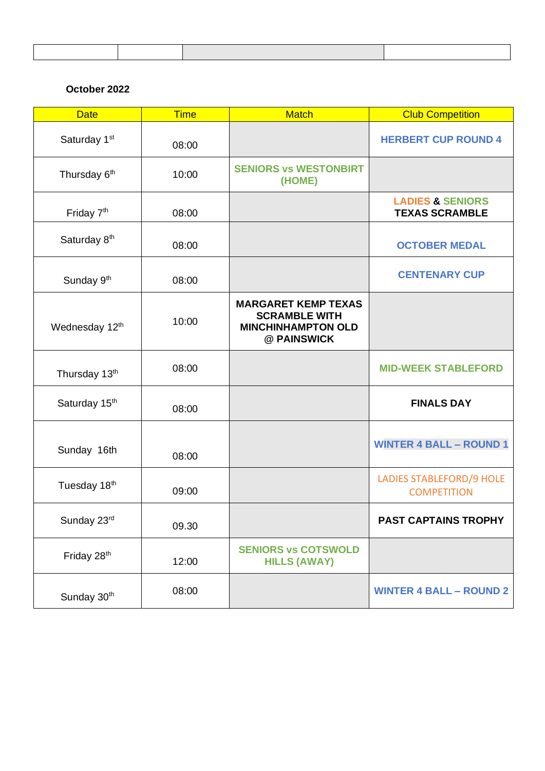| | | | |
|---|---|---|---|

**October 2022**

| Date | Time | Match | Club Competition |
|---|---|---|---|
| Saturday 1st | 08:00 | | HERBERT CUP ROUND 4 |
| Thursday 6th | 10:00 | SENIORS vs WESTONBIRT (HOME) | |
| Friday 7th | 08:00 | | LADIES & SENIORS TEXAS SCRAMBLE |
| Saturday 8th | 08:00 | | OCTOBER MEDAL |
| Sunday 9th | 08:00 | | CENTENARY CUP |
| Wednesday 12th | 10:00 | MARGARET KEMP TEXAS SCRAMBLE WITH MINCHINHAMPTON OLD @ PAINSWICK | |
| Thursday 13th | 08:00 | | MID-WEEK STABLEFORD |
| Saturday 15th | 08:00 | | FINALS DAY |
| Sunday 16th | 08:00 | | WINTER 4 BALL – ROUND 1 |
| Tuesday 18th | 09:00 | | LADIES STABLEFORD/9 HOLE COMPETITION |
| Sunday 23rd | 09.30 | | PAST CAPTAINS TROPHY |
| Friday 28th | 12:00 | SENIORS vs COTSWOLD HILLS (AWAY) | |
| Sunday 30th | 08:00 | | WINTER 4 BALL – ROUND 2 |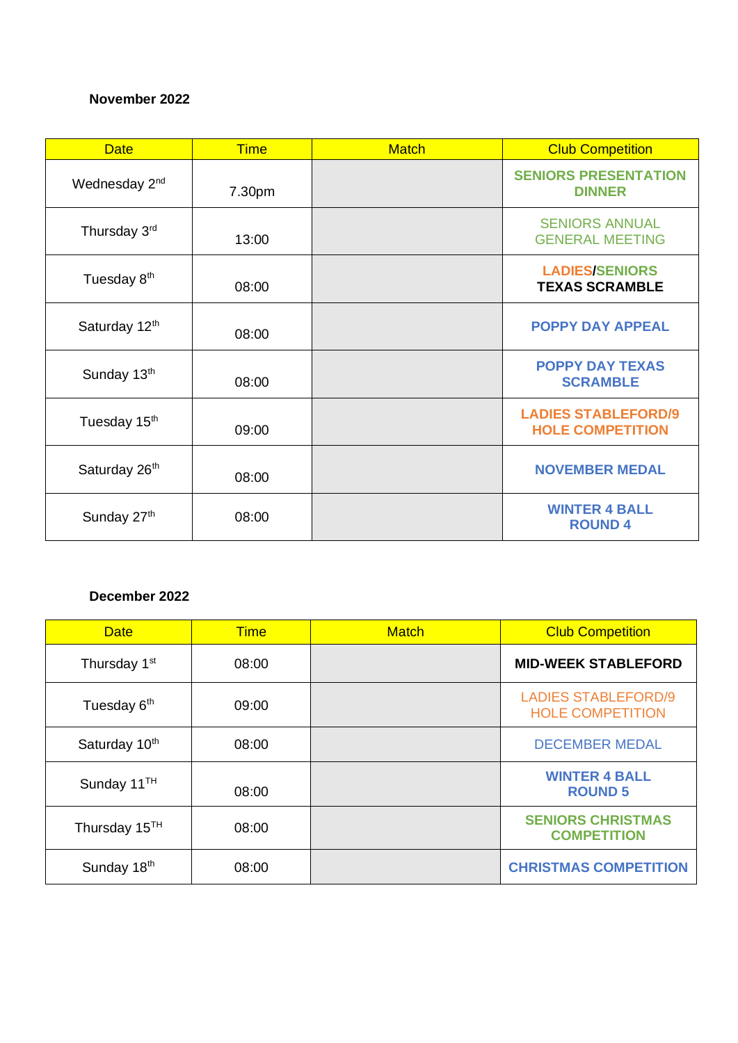**November 2022**

| Date | Time | Match | Club Competition |
|---|---|---|---|
| Wednesday 2nd | 7.30pm | | **SENIORS PRESENTATION DINNER** |
| Thursday 3rd | 13:00 | | SENIORS ANNUAL GENERAL MEETING |
| Tuesday 8th | 08:00 | | **LADIES/SENIORS TEXAS SCRAMBLE** |
| Saturday 12th | 08:00 | | **POPPY DAY APPEAL** |
| Sunday 13th | 08:00 | | **POPPY DAY TEXAS SCRAMBLE** |
| Tuesday 15th | 09:00 | | **LADIES STABLEFORD/9 HOLE COMPETITION** |
| Saturday 26th | 08:00 | | **NOVEMBER MEDAL** |
| Sunday 27th | 08:00 | | **WINTER 4 BALL ROUND 4** |

**December 2022**

| Date | Time | Match | Club Competition |
|---|---|---|---|
| Thursday 1st | 08:00 | | **MID-WEEK STABLEFORD** |
| Tuesday 6th | 09:00 | | LADIES STABLEFORD/9 HOLE COMPETITION |
| Saturday 10th | 08:00 | | DECEMBER MEDAL |
| Sunday 11TH | 08:00 | | **WINTER 4 BALL ROUND 5** |
| Thursday 15TH | 08:00 | | **SENIORS CHRISTMAS COMPETITION** |
| Sunday 18th | 08:00 | | **CHRISTMAS COMPETITION** |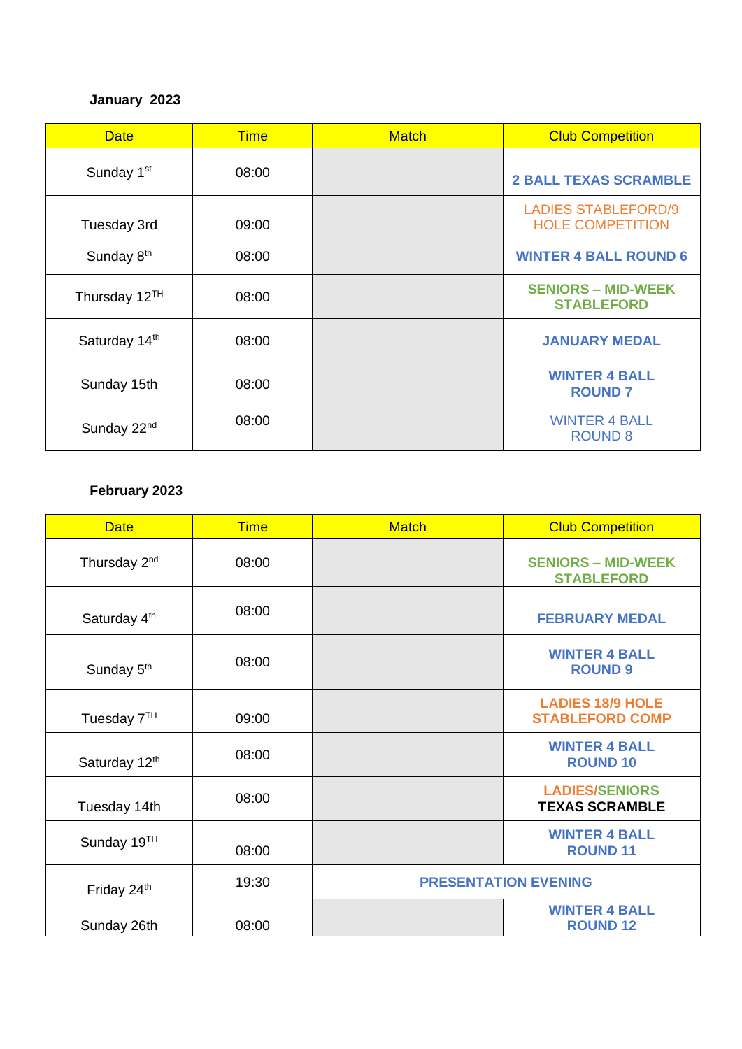**January 2023**

| Date | Time | Match | Club Competition |
|---|---|---|---|
| Sunday 1st | 08:00 | | **2 BALL TEXAS SCRAMBLE** |
| Tuesday 3rd | 09:00 | | LADIES STABLEFORD/9 HOLE COMPETITION |
| Sunday 8th | 08:00 | | **WINTER 4 BALL ROUND 6** |
| Thursday 12TH | 08:00 | | **SENIORS – MID-WEEK STABLEFORD** |
| Saturday 14th | 08:00 | | **JANUARY MEDAL** |
| Sunday 15th | 08:00 | | **WINTER 4 BALL ROUND 7** |
| Sunday 22nd | 08:00 | | WINTER 4 BALL ROUND 8 |

**February 2023**

| Date | Time | Match | Club Competition |
|---|---|---|---|
| Thursday 2nd | 08:00 | | **SENIORS – MID-WEEK STABLEFORD** |
| Saturday 4th | 08:00 | | **FEBRUARY MEDAL** |
| Sunday 5th | 08:00 | | **WINTER 4 BALL ROUND 9** |
| Tuesday 7TH | 09:00 | | **LADIES 18/9 HOLE STABLEFORD COMP** |
| Saturday 12th | 08:00 | | **WINTER 4 BALL ROUND 10** |
| Tuesday 14th | 08:00 | | **LADIES/SENIORS TEXAS SCRAMBLE** |
| Sunday 19TH | 08:00 | | **WINTER 4 BALL ROUND 11** |
| Friday 24th | 19:30 | **PRESENTATION EVENING** | |
| Sunday 26th | 08:00 | | **WINTER 4 BALL ROUND 12** |